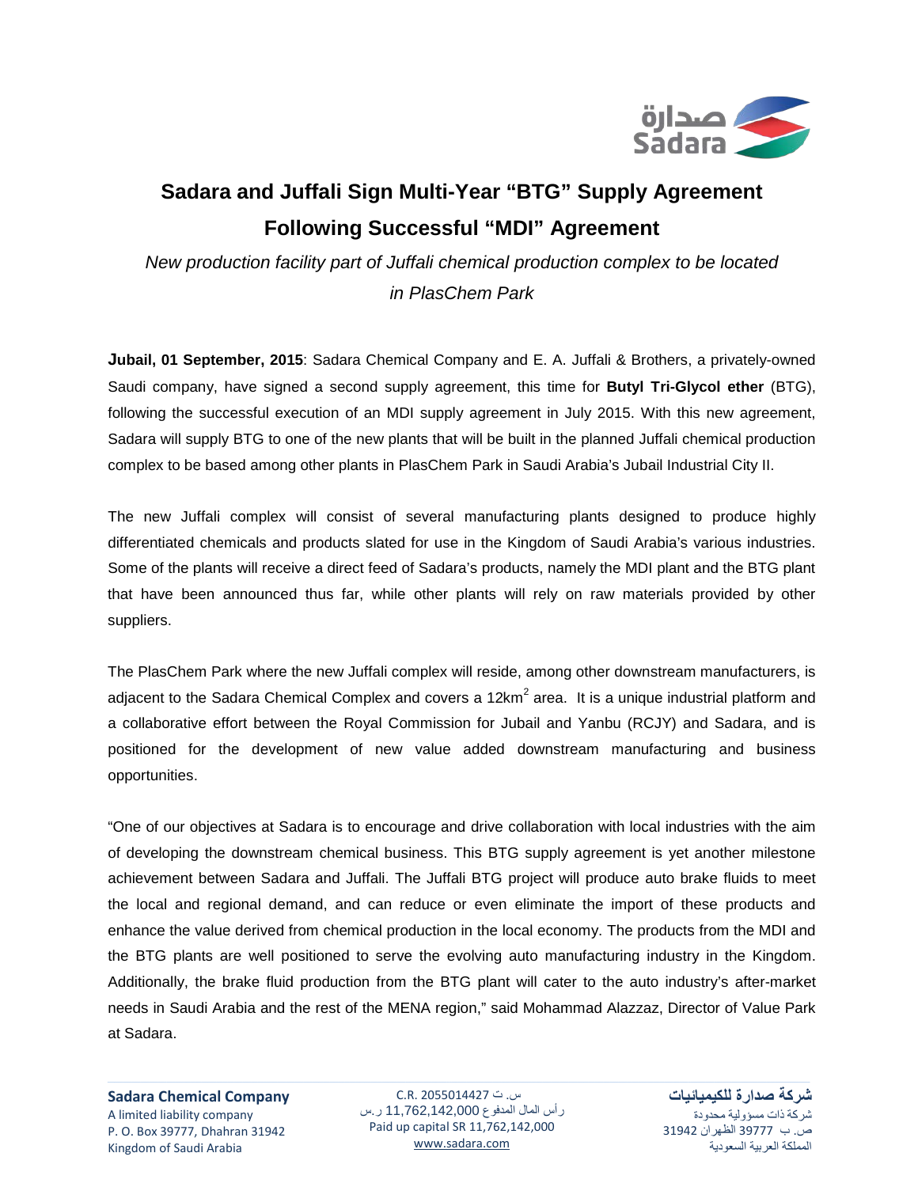# Sadara and Juffali Sign Multi-Year "BTG" Supply Agreement Following Successful "MDI" Agreement

*New production facility part of Juffali chemical production complex to be located in PlasChem Park*

**Jubail, 01 September, 2015**: Sadara Chemical Company and E. A. Juffali & Brothers, a privately-owned Saudi company, have signed a second supply agreement, this time for **Butyl Tri-Glycol ether** (BTG), following the successful execution of an MDI supply agreement in July 2015. With this new agreement, Sadara will supply BTG to one of the new plants that will be built in the planned Juffali chemical production complex to be based among other plants in PlasChem Park in Saudi Arabia's Jubail Industrial City II.

The new Juffali complex will consist of several manufacturing plants designed to produce highly differentiated chemicals and products slated for use in the Kingdom of Saudi Arabia's various industries. Some of the plants will receive a direct feed of Sadara's products, namely the MDI plant and the BTG plant that have been announced thus far, while other plants will rely on raw materials provided by other suppliers.

The PlasChem Park where the new Juffali complex will reside, among other downstream manufacturers, is adjacent to the Sadara Chemical Complex and covers a $12km^2$ area. It is a unique industrial platform and a collaborative effort between the Royal Commission for Jubail and Yanbu (RCJY) and Sadara, and is positioned for the development of new value added downstream manufacturing and business opportunities.

"One of our objectives at Sadara is to encourage and drive collaboration with local industries with the aim of developing the downstream chemical business. This BTG supply agreement is yet another milestone achievement between Sadara and Juffali. The Juffali BTG project will produce auto brake fluids to meet the local and regional demand, and can reduce or even eliminate the import of these products and enhance the value derived from chemical production in the local economy. The products from the MDI and the BTG plants are well positioned to serve the evolving auto manufacturing industry in the Kingdom. Additionally, the brake fluid production from the BTG plant will cater to the auto industry's after-market needs in Saudi Arabia and the rest of the MENA region," said Mohammad Alazzaz, Director of Value Park at Sadara.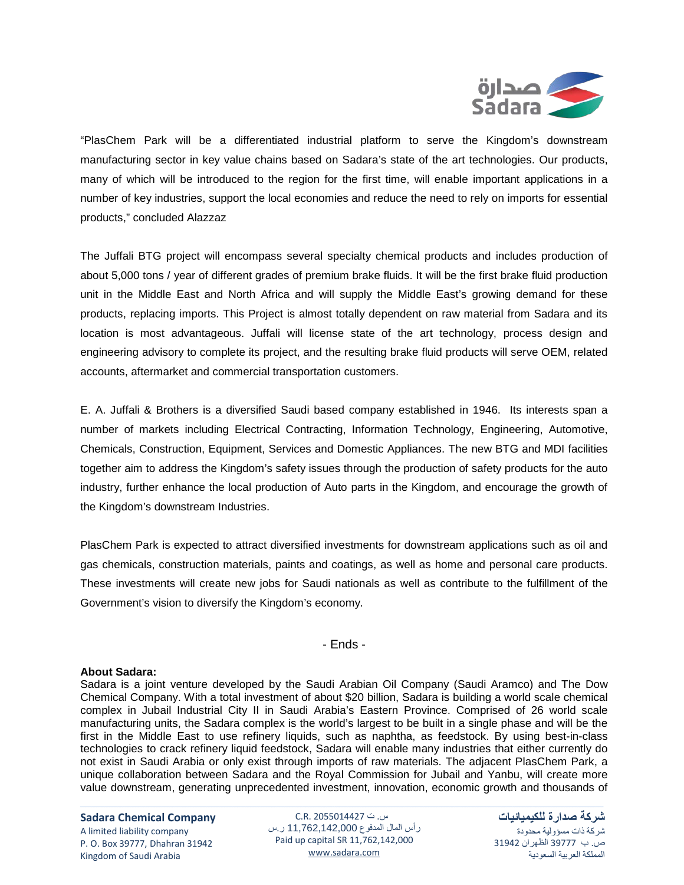"PlasChem Park will be a differentiated industrial platform to serve the Kingdom's downstream manufacturing sector in key value chains based on Sadara's state of the art technologies. Our products, many of which will be introduced to the region for the first time, will enable important applications in a number of key industries, support the local economies and reduce the need to rely on imports for essential products," concluded Alazzaz

The Juffali BTG project will encompass several specialty chemical products and includes production of about 5,000 tons / year of different grades of premium brake fluids. It will be the first brake fluid production unit in the Middle East and North Africa and will supply the Middle East's growing demand for these products, replacing imports. This Project is almost totally dependent on raw material from Sadara and its location is most advantageous. Juffali will license state of the art technology, process design and engineering advisory to complete its project, and the resulting brake fluid products will serve OEM, related accounts, aftermarket and commercial transportation customers.

E. A. Juffali & Brothers is a diversified Saudi based company established in 1946. Its interests span a number of markets including Electrical Contracting, Information Technology, Engineering, Automotive, Chemicals, Construction, Equipment, Services and Domestic Appliances. The new BTG and MDI facilities together aim to address the Kingdom's safety issues through the production of safety products for the auto industry, further enhance the local production of Auto parts in the Kingdom, and encourage the growth of the Kingdom's downstream Industries.

PlasChem Park is expected to attract diversified investments for downstream applications such as oil and gas chemicals, construction materials, paints and coatings, as well as home and personal care products. These investments will create new jobs for Saudi nationals as well as contribute to the fulfillment of the Government's vision to diversify the Kingdom's economy.

- Ends -

**About Sadara:**
Sadara is a joint venture developed by the Saudi Arabian Oil Company (Saudi Aramco) and The Dow Chemical Company. With a total investment of about $20 billion, Sadara is building a world scale chemical complex in Jubail Industrial City II in Saudi Arabia's Eastern Province. Comprised of 26 world scale manufacturing units, the Sadara complex is the world's largest to be built in a single phase and will be the first in the Middle East to use refinery liquids, such as naphtha, as feedstock. By using best-in-class technologies to crack refinery liquid feedstock, Sadara will enable many industries that either currently do not exist in Saudi Arabia or only exist through imports of raw materials. The adjacent PlasChem Park, a unique collaboration between Sadara and the Royal Commission for Jubail and Yanbu, will create more value downstream, generating unprecedented investment, innovation, economic growth and thousands of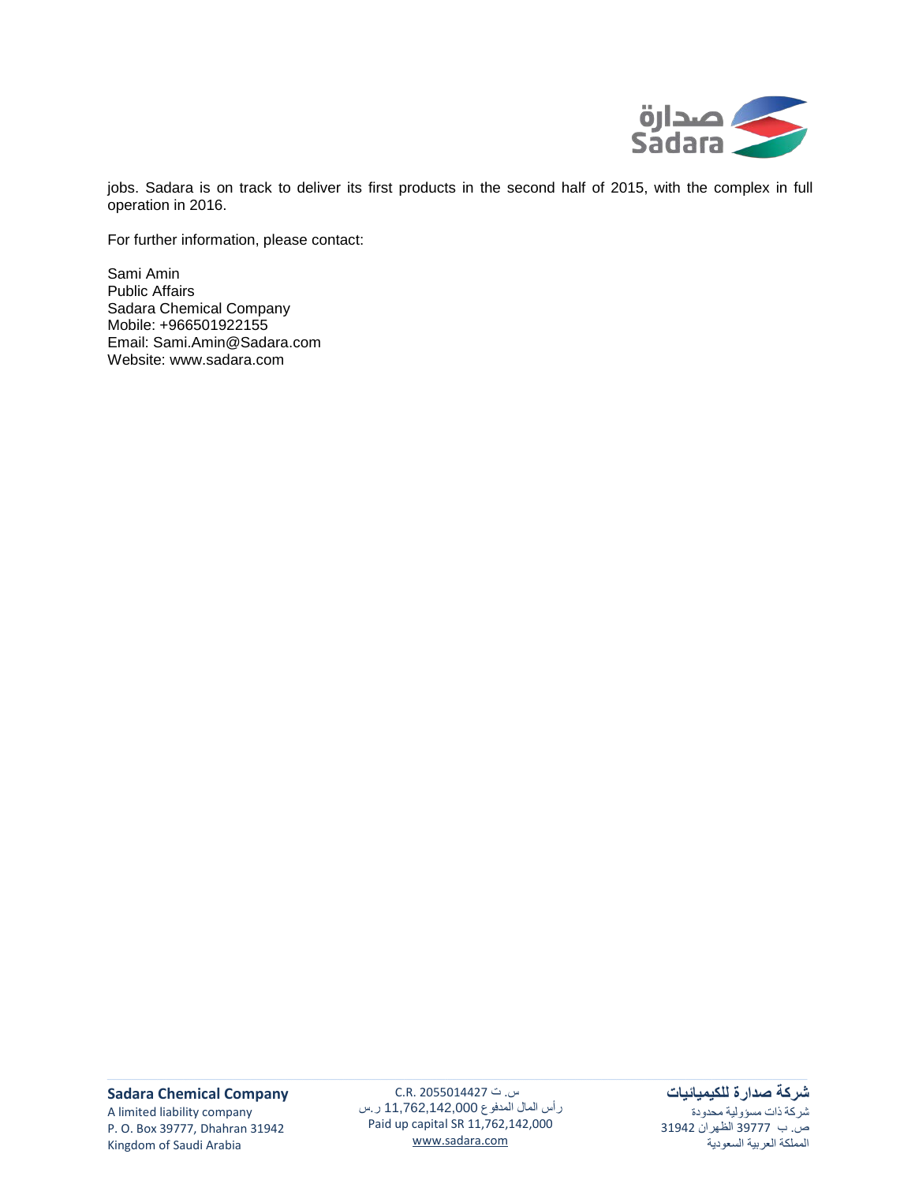jobs. Sadara is on track to deliver its first products in the second half of 2015, with the complex in full operation in 2016.

For further information, please contact:

Sami Amin  
Public Affairs  
Sadara Chemical Company  
Mobile: +966501922155  
Email: Sami.Amin@Sadara.com  
Website: www.sadara.com